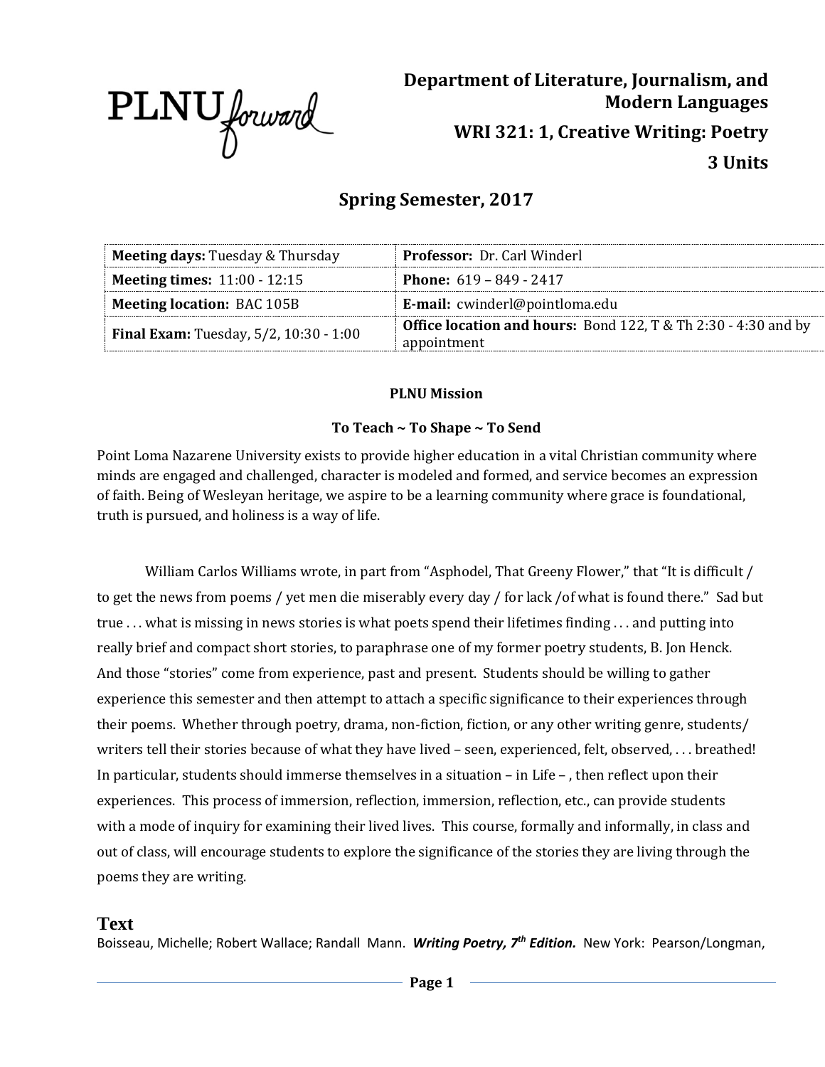PLNU forward

**Department of Literature, Journalism, and Modern Languages**

**WRI 321: 1, Creative Writing: Poetry**

**3 Units**

## Spring Semester, 2017

| **Meeting days:** Tuesday & Thursday | **Professor:** Dr. Carl Winderl |
|---|---|
| **Meeting times:** 11:00 - 12:15 | **Phone:** 619 – 849 - 2417 |
| **Meeting location:** BAC 105B | **E-mail:** cwinderl@pointloma.edu |
| **Final Exam:** Tuesday, 5/2, 10:30 - 1:00 | **Office location and hours:** Bond 122, T & Th 2:30 - 4:30 and by appointment |

**PLNU Mission**

**To Teach ~ To Shape ~ To Send**

Point Loma Nazarene University exists to provide higher education in a vital Christian community where minds are engaged and challenged, character is modeled and formed, and service becomes an expression of faith. Being of Wesleyan heritage, we aspire to be a learning community where grace is foundational, truth is pursued, and holiness is a way of life.

William Carlos Williams wrote, in part from "Asphodel, That Greeny Flower," that "It is difficult / to get the news from poems / yet men die miserably every day / for lack /of what is found there." Sad but true . . . what is missing in news stories is what poets spend their lifetimes finding . . . and putting into really brief and compact short stories, to paraphrase one of my former poetry students, B. Jon Henck. And those "stories" come from experience, past and present. Students should be willing to gather experience this semester and then attempt to attach a specific significance to their experiences through their poems. Whether through poetry, drama, non-fiction, fiction, or any other writing genre, students/ writers tell their stories because of what they have lived – seen, experienced, felt, observed, . . . breathed! In particular, students should immerse themselves in a situation – in Life – , then reflect upon their experiences. This process of immersion, reflection, immersion, reflection, etc., can provide students with a mode of inquiry for examining their lived lives. This course, formally and informally, in class and out of class, will encourage students to explore the significance of the stories they are living through the poems they are writing.

## Text

Boisseau, Michelle; Robert Wallace; Randall Mann. ***Writing Poetry, 7th Edition.*** New York: Pearson/Longman,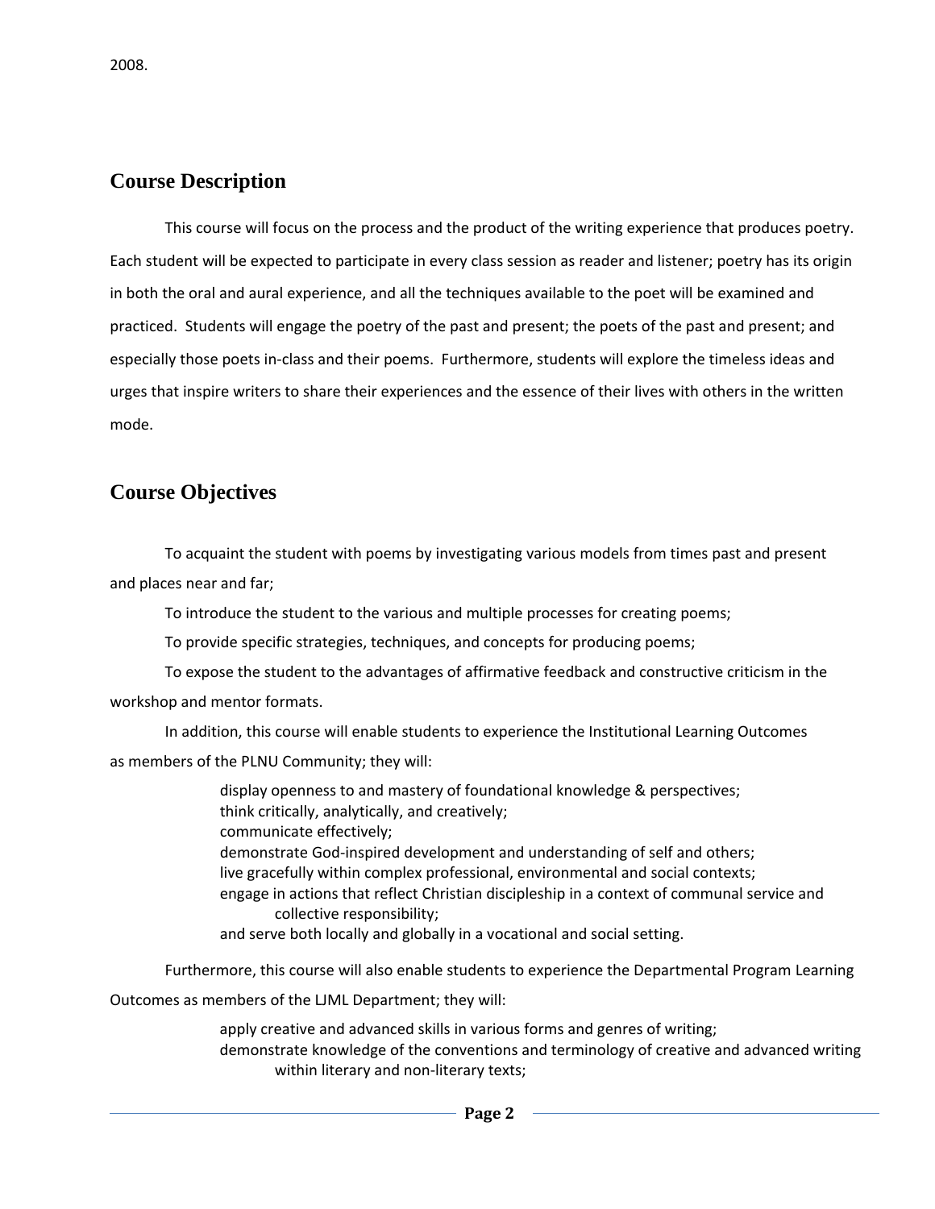2008.

## Course Description

This course will focus on the process and the product of the writing experience that produces poetry. Each student will be expected to participate in every class session as reader and listener; poetry has its origin in both the oral and aural experience, and all the techniques available to the poet will be examined and practiced. Students will engage the poetry of the past and present; the poets of the past and present; and especially those poets in-class and their poems. Furthermore, students will explore the timeless ideas and urges that inspire writers to share their experiences and the essence of their lives with others in the written mode.

## Course Objectives

To acquaint the student with poems by investigating various models from times past and present and places near and far;

To introduce the student to the various and multiple processes for creating poems;

To provide specific strategies, techniques, and concepts for producing poems;

To expose the student to the advantages of affirmative feedback and constructive criticism in the workshop and mentor formats.

In addition, this course will enable students to experience the Institutional Learning Outcomes as members of the PLNU Community; they will:

- display openness to and mastery of foundational knowledge & perspectives;
- think critically, analytically, and creatively;
- communicate effectively;
- demonstrate God-inspired development and understanding of self and others;
- live gracefully within complex professional, environmental and social contexts;
- engage in actions that reflect Christian discipleship in a context of communal service and collective responsibility;
- and serve both locally and globally in a vocational and social setting.

Furthermore, this course will also enable students to experience the Departmental Program Learning Outcomes as members of the LJML Department; they will:

- apply creative and advanced skills in various forms and genres of writing;
- demonstrate knowledge of the conventions and terminology of creative and advanced writing within literary and non-literary texts;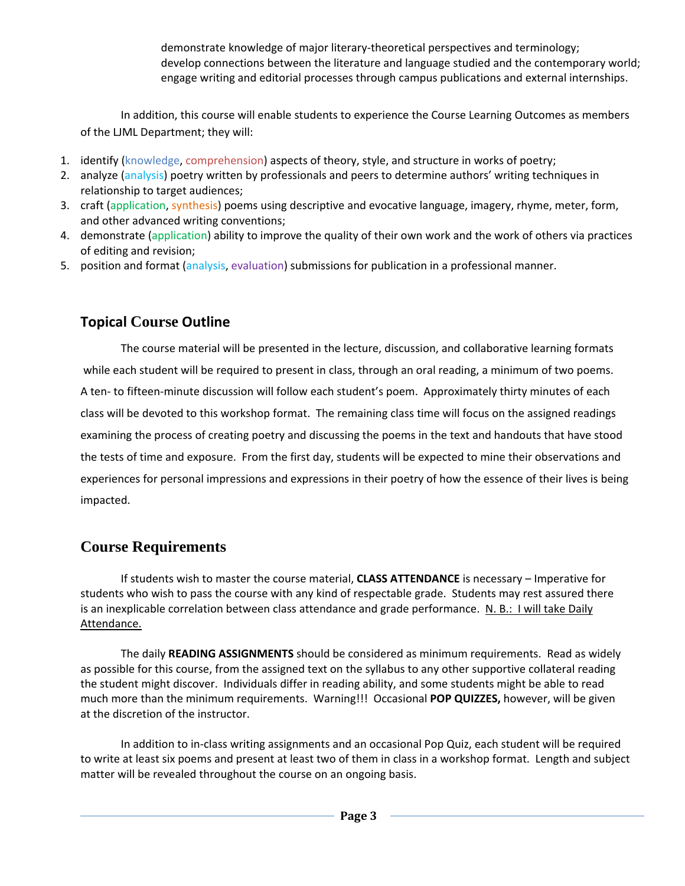demonstrate knowledge of major literary-theoretical perspectives and terminology;
develop connections between the literature and language studied and the contemporary world;
engage writing and editorial processes through campus publications and external internships.

In addition, this course will enable students to experience the Course Learning Outcomes as members of the LJML Department; they will:

1. identify (knowledge, comprehension) aspects of theory, style, and structure in works of poetry;
2. analyze (analysis) poetry written by professionals and peers to determine authors' writing techniques in relationship to target audiences;
3. craft (application, synthesis) poems using descriptive and evocative language, imagery, rhyme, meter, form, and other advanced writing conventions;
4. demonstrate (application) ability to improve the quality of their own work and the work of others via practices of editing and revision;
5. position and format (analysis, evaluation) submissions for publication in a professional manner.

## Topical Course Outline

The course material will be presented in the lecture, discussion, and collaborative learning formats while each student will be required to present in class, through an oral reading, a minimum of two poems. A ten- to fifteen-minute discussion will follow each student's poem. Approximately thirty minutes of each class will be devoted to this workshop format. The remaining class time will focus on the assigned readings examining the process of creating poetry and discussing the poems in the text and handouts that have stood the tests of time and exposure. From the first day, students will be expected to mine their observations and experiences for personal impressions and expressions in their poetry of how the essence of their lives is being impacted.

## Course Requirements

If students wish to master the course material, **CLASS ATTENDANCE** is necessary – Imperative for students who wish to pass the course with any kind of respectable grade. Students may rest assured there is an inexplicable correlation between class attendance and grade performance. <u>N. B.: I will take Daily Attendance.</u>

The daily **READING ASSIGNMENTS** should be considered as minimum requirements. Read as widely as possible for this course, from the assigned text on the syllabus to any other supportive collateral reading the student might discover. Individuals differ in reading ability, and some students might be able to read much more than the minimum requirements. Warning!!! Occasional **POP QUIZZES,** however, will be given at the discretion of the instructor.

In addition to in-class writing assignments and an occasional Pop Quiz, each student will be required to write at least six poems and present at least two of them in class in a workshop format. Length and subject matter will be revealed throughout the course on an ongoing basis.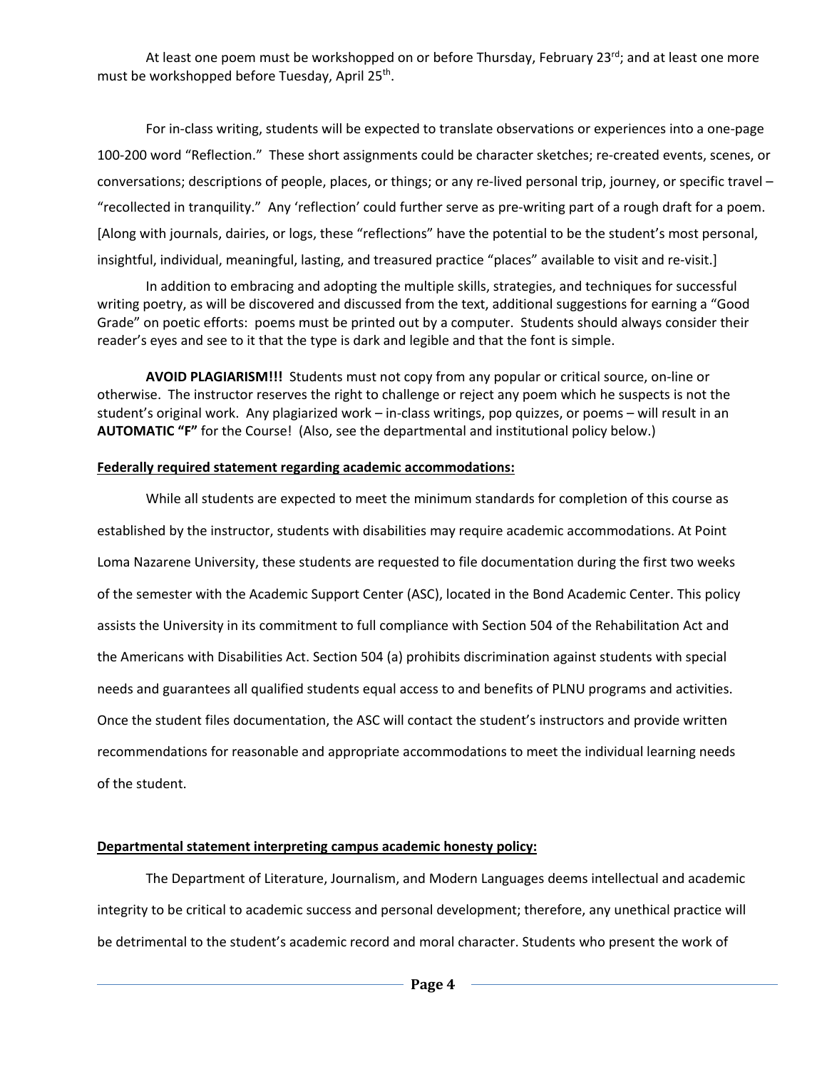At least one poem must be workshopped on or before Thursday, February 23rd; and at least one more must be workshopped before Tuesday, April 25th.

For in-class writing, students will be expected to translate observations or experiences into a one-page 100-200 word "Reflection." These short assignments could be character sketches; re-created events, scenes, or conversations; descriptions of people, places, or things; or any re-lived personal trip, journey, or specific travel – "recollected in tranquility." Any 'reflection' could further serve as pre-writing part of a rough draft for a poem. [Along with journals, dairies, or logs, these "reflections" have the potential to be the student's most personal, insightful, individual, meaningful, lasting, and treasured practice "places" available to visit and re-visit.]

In addition to embracing and adopting the multiple skills, strategies, and techniques for successful writing poetry, as will be discovered and discussed from the text, additional suggestions for earning a "Good Grade" on poetic efforts: poems must be printed out by a computer. Students should always consider their reader's eyes and see to it that the type is dark and legible and that the font is simple.

**AVOID PLAGIARISM!!!** Students must not copy from any popular or critical source, on-line or otherwise. The instructor reserves the right to challenge or reject any poem which he suspects is not the student's original work. Any plagiarized work – in-class writings, pop quizzes, or poems – will result in an **AUTOMATIC "F"** for the Course! (Also, see the departmental and institutional policy below.)

**Federally required statement regarding academic accommodations:**

While all students are expected to meet the minimum standards for completion of this course as established by the instructor, students with disabilities may require academic accommodations. At Point Loma Nazarene University, these students are requested to file documentation during the first two weeks of the semester with the Academic Support Center (ASC), located in the Bond Academic Center. This policy assists the University in its commitment to full compliance with Section 504 of the Rehabilitation Act and the Americans with Disabilities Act. Section 504 (a) prohibits discrimination against students with special needs and guarantees all qualified students equal access to and benefits of PLNU programs and activities. Once the student files documentation, the ASC will contact the student's instructors and provide written recommendations for reasonable and appropriate accommodations to meet the individual learning needs of the student.

**Departmental statement interpreting campus academic honesty policy:**

The Department of Literature, Journalism, and Modern Languages deems intellectual and academic integrity to be critical to academic success and personal development; therefore, any unethical practice will be detrimental to the student's academic record and moral character. Students who present the work of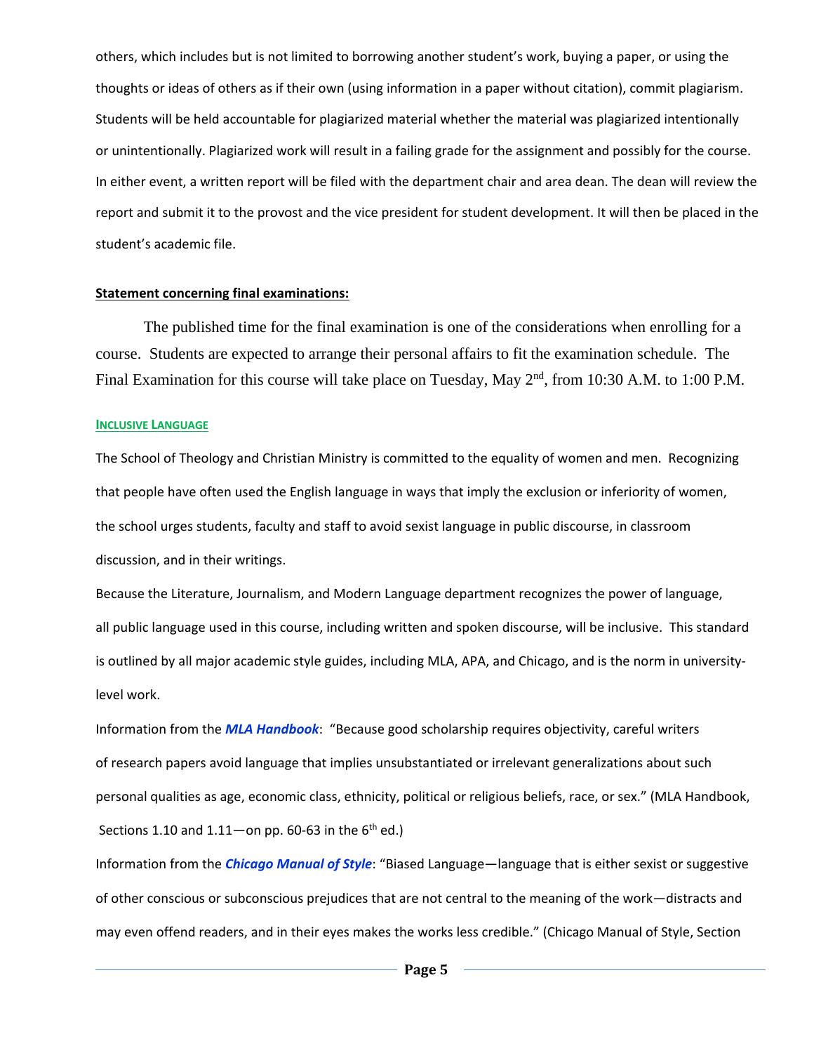others, which includes but is not limited to borrowing another student's work, buying a paper, or using the thoughts or ideas of others as if their own (using information in a paper without citation), commit plagiarism. Students will be held accountable for plagiarized material whether the material was plagiarized intentionally or unintentionally. Plagiarized work will result in a failing grade for the assignment and possibly for the course. In either event, a written report will be filed with the department chair and area dean. The dean will review the report and submit it to the provost and the vice president for student development. It will then be placed in the student's academic file.

**Statement concerning final examinations:**

The published time for the final examination is one of the considerations when enrolling for a course. Students are expected to arrange their personal affairs to fit the examination schedule. The Final Examination for this course will take place on Tuesday, May 2nd, from 10:30 A.M. to 1:00 P.M.

**INCLUSIVE LANGUAGE**

The School of Theology and Christian Ministry is committed to the equality of women and men. Recognizing that people have often used the English language in ways that imply the exclusion or inferiority of women, the school urges students, faculty and staff to avoid sexist language in public discourse, in classroom discussion, and in their writings.

Because the Literature, Journalism, and Modern Language department recognizes the power of language, all public language used in this course, including written and spoken discourse, will be inclusive. This standard is outlined by all major academic style guides, including MLA, APA, and Chicago, and is the norm in university-level work.

Information from the ***MLA Handbook***: "Because good scholarship requires objectivity, careful writers of research papers avoid language that implies unsubstantiated or irrelevant generalizations about such personal qualities as age, economic class, ethnicity, political or religious beliefs, race, or sex." (MLA Handbook, Sections 1.10 and 1.11—on pp. 60-63 in the 6th ed.)

Information from the ***Chicago Manual of Style***: "Biased Language—language that is either sexist or suggestive of other conscious or subconscious prejudices that are not central to the meaning of the work—distracts and may even offend readers, and in their eyes makes the works less credible." (Chicago Manual of Style, Section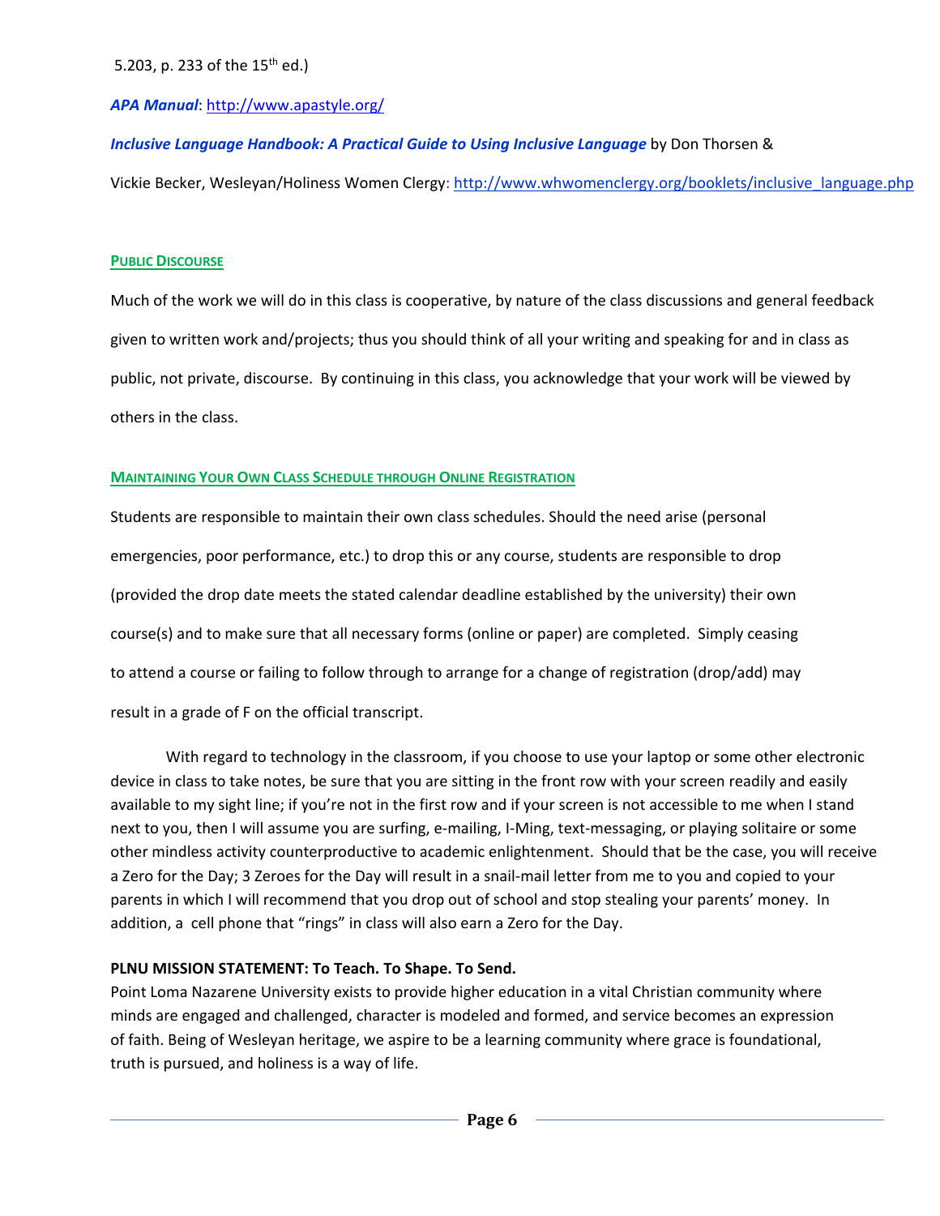5.203, p. 233 of the 15th ed.)

***APA Manual***: http://www.apastyle.org/

***Inclusive Language Handbook: A Practical Guide to Using Inclusive Language*** by Don Thorsen & Vickie Becker, Wesleyan/Holiness Women Clergy: http://www.whwomenclergy.org/booklets/inclusive_language.php

### PUBLIC DISCOURSE

Much of the work we will do in this class is cooperative, by nature of the class discussions and general feedback given to written work and/projects; thus you should think of all your writing and speaking for and in class as public, not private, discourse. By continuing in this class, you acknowledge that your work will be viewed by others in the class.

### MAINTAINING YOUR OWN CLASS SCHEDULE THROUGH ONLINE REGISTRATION

Students are responsible to maintain their own class schedules. Should the need arise (personal emergencies, poor performance, etc.) to drop this or any course, students are responsible to drop (provided the drop date meets the stated calendar deadline established by the university) their own course(s) and to make sure that all necessary forms (online or paper) are completed. Simply ceasing to attend a course or failing to follow through to arrange for a change of registration (drop/add) may result in a grade of F on the official transcript.

With regard to technology in the classroom, if you choose to use your laptop or some other electronic device in class to take notes, be sure that you are sitting in the front row with your screen readily and easily available to my sight line; if you're not in the first row and if your screen is not accessible to me when I stand next to you, then I will assume you are surfing, e-mailing, I-Ming, text-messaging, or playing solitaire or some other mindless activity counterproductive to academic enlightenment. Should that be the case, you will receive a Zero for the Day; 3 Zeroes for the Day will result in a snail-mail letter from me to you and copied to your parents in which I will recommend that you drop out of school and stop stealing your parents' money. In addition, a cell phone that "rings" in class will also earn a Zero for the Day.

**PLNU MISSION STATEMENT: To Teach. To Shape. To Send.**

Point Loma Nazarene University exists to provide higher education in a vital Christian community where minds are engaged and challenged, character is modeled and formed, and service becomes an expression of faith. Being of Wesleyan heritage, we aspire to be a learning community where grace is foundational, truth is pursued, and holiness is a way of life.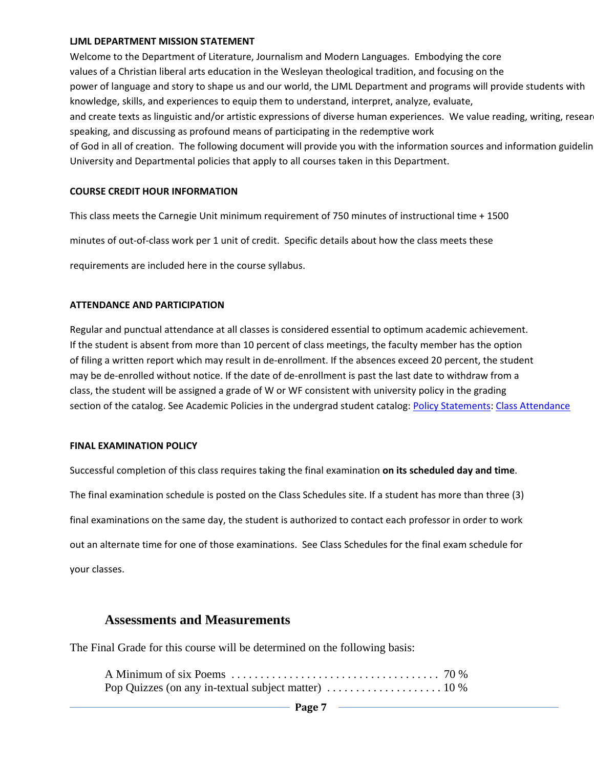**LJML DEPARTMENT MISSION STATEMENT**

Welcome to the Department of Literature, Journalism and Modern Languages. Embodying the core values of a Christian liberal arts education in the Wesleyan theological tradition, and focusing on the power of language and story to shape us and our world, the LJML Department and programs will provide students with knowledge, skills, and experiences to equip them to understand, interpret, analyze, evaluate, and create texts as linguistic and/or artistic expressions of diverse human experiences. We value reading, writing, researc speaking, and discussing as profound means of participating in the redemptive work of God in all of creation. The following document will provide you with the information sources and information guidelin University and Departmental policies that apply to all courses taken in this Department.

**COURSE CREDIT HOUR INFORMATION**

This class meets the Carnegie Unit minimum requirement of 750 minutes of instructional time + 1500 minutes of out-of-class work per 1 unit of credit. Specific details about how the class meets these requirements are included here in the course syllabus.

**ATTENDANCE AND PARTICIPATION**

Regular and punctual attendance at all classes is considered essential to optimum academic achievement. If the student is absent from more than 10 percent of class meetings, the faculty member has the option of filing a written report which may result in de-enrollment. If the absences exceed 20 percent, the student may be de-enrolled without notice. If the date of de-enrollment is past the last date to withdraw from a class, the student will be assigned a grade of W or WF consistent with university policy in the grading section of the catalog. See Academic Policies in the undergrad student catalog: Policy Statements: Class Attendance

**FINAL EXAMINATION POLICY**

Successful completion of this class requires taking the final examination **on its scheduled day and time**. The final examination schedule is posted on the Class Schedules site. If a student has more than three (3) final examinations on the same day, the student is authorized to contact each professor in order to work out an alternate time for one of those examinations. See Class Schedules for the final exam schedule for your classes.

## Assessments and Measurements

The Final Grade for this course will be determined on the following basis:

A Minimum of six Poems .................................... 70 %
Pop Quizzes (on any in-textual subject matter) .................... 10 %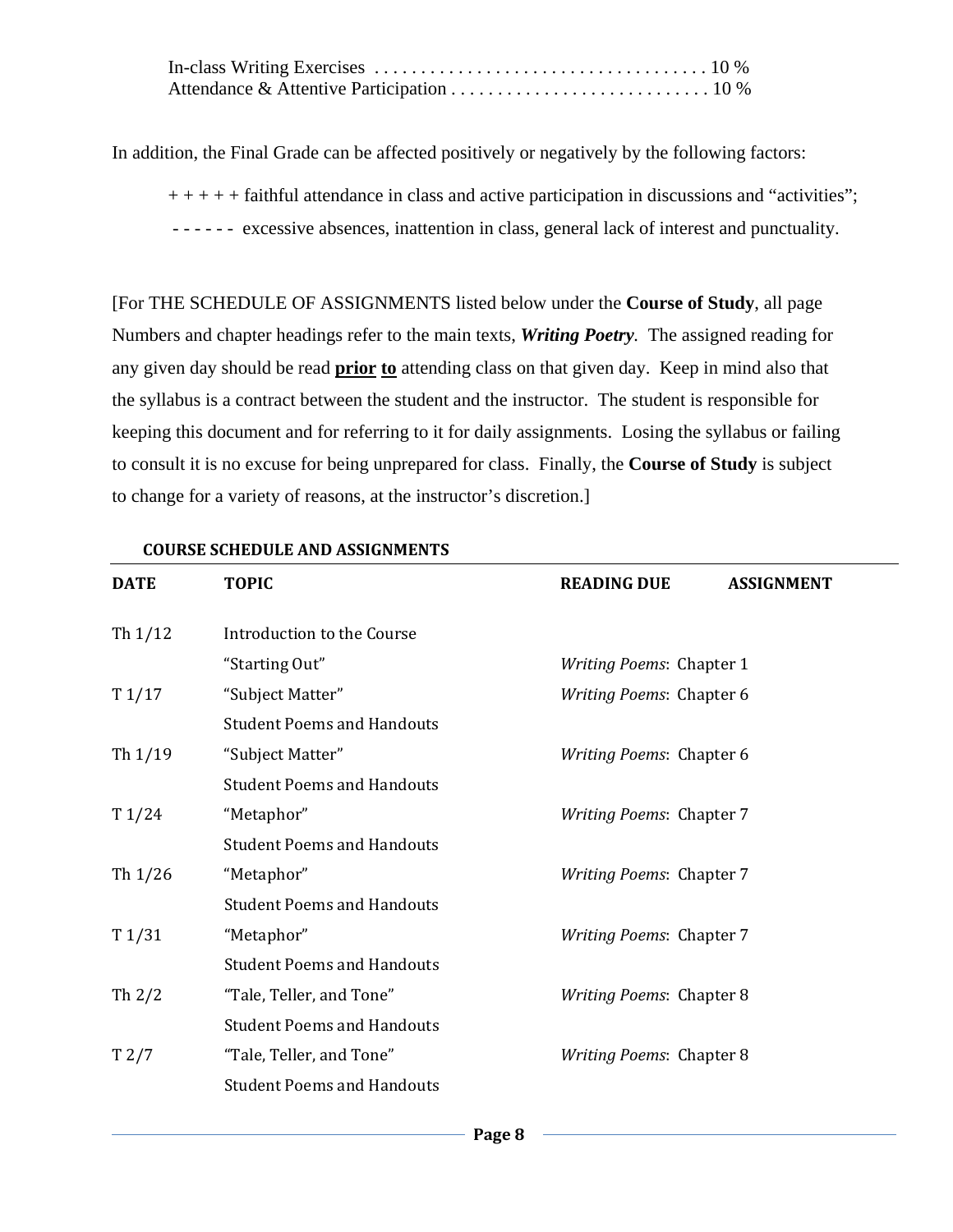In-class Writing Exercises .................................... 10 %
Attendance & Attentive Participation ............................ 10 %

In addition, the Final Grade can be affected positively or negatively by the following factors:

+ + + + + faithful attendance in class and active participation in discussions and "activities";

- - - - - - excessive absences, inattention in class, general lack of interest and punctuality.

[For THE SCHEDULE OF ASSIGNMENTS listed below under the **Course of Study**, all page Numbers and chapter headings refer to the main texts, ***Writing Poetry***. The assigned reading for any given day should be read **prior to** attending class on that given day. Keep in mind also that the syllabus is a contract between the student and the instructor. The student is responsible for keeping this document and for referring to it for daily assignments. Losing the syllabus or failing to consult it is no excuse for being unprepared for class. Finally, the **Course of Study** is subject to change for a variety of reasons, at the instructor's discretion.]

**COURSE SCHEDULE AND ASSIGNMENTS**

| DATE | TOPIC | READING DUE | ASSIGNMENT |
|---|---|---|---|
| Th 1/12 | Introduction to the Course | | |
| | "Starting Out" | *Writing Poems*: Chapter 1 | |
| T 1/17 | "Subject Matter" | *Writing Poems*: Chapter 6 | |
| | Student Poems and Handouts | | |
| Th 1/19 | "Subject Matter" | *Writing Poems*: Chapter 6 | |
| | Student Poems and Handouts | | |
| T 1/24 | "Metaphor" | *Writing Poems*: Chapter 7 | |
| | Student Poems and Handouts | | |
| Th 1/26 | "Metaphor" | *Writing Poems*: Chapter 7 | |
| | Student Poems and Handouts | | |
| T 1/31 | "Metaphor" | *Writing Poems*: Chapter 7 | |
| | Student Poems and Handouts | | |
| Th 2/2 | "Tale, Teller, and Tone" | *Writing Poems*: Chapter 8 | |
| | Student Poems and Handouts | | |
| T 2/7 | "Tale, Teller, and Tone" | *Writing Poems*: Chapter 8 | |
| | Student Poems and Handouts | | |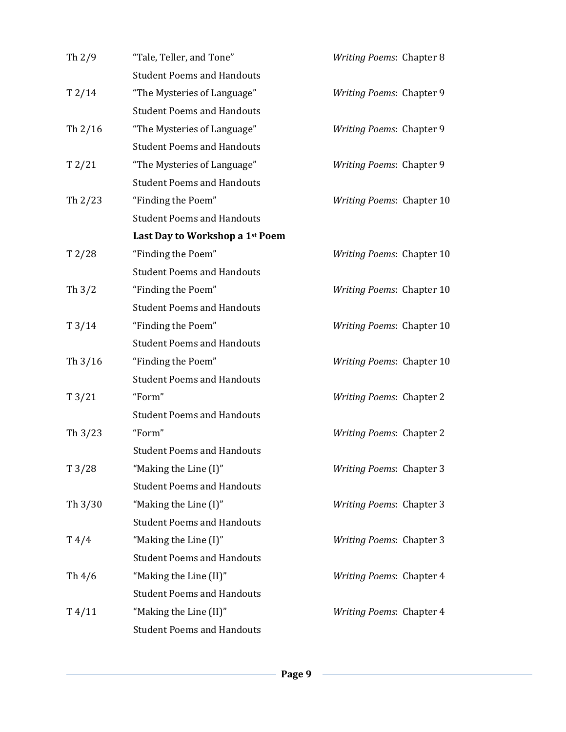| | | |
|---|---|---|
| Th 2/9 | "Tale, Teller, and Tone" | *Writing Poems*: Chapter 8 |
| | Student Poems and Handouts | |
| T 2/14 | "The Mysteries of Language" | *Writing Poems*: Chapter 9 |
| | Student Poems and Handouts | |
| Th 2/16 | "The Mysteries of Language" | *Writing Poems*: Chapter 9 |
| | Student Poems and Handouts | |
| T 2/21 | "The Mysteries of Language" | *Writing Poems*: Chapter 9 |
| | Student Poems and Handouts | |
| Th 2/23 | "Finding the Poem" | *Writing Poems*: Chapter 10 |
| | Student Poems and Handouts | |
| | **Last Day to Workshop a 1st Poem** | |
| T 2/28 | "Finding the Poem" | *Writing Poems*: Chapter 10 |
| | Student Poems and Handouts | |
| Th 3/2 | "Finding the Poem" | *Writing Poems*: Chapter 10 |
| | Student Poems and Handouts | |
| T 3/14 | "Finding the Poem" | *Writing Poems*: Chapter 10 |
| | Student Poems and Handouts | |
| Th 3/16 | "Finding the Poem" | *Writing Poems*: Chapter 10 |
| | Student Poems and Handouts | |
| T 3/21 | "Form" | *Writing Poems*: Chapter 2 |
| | Student Poems and Handouts | |
| Th 3/23 | "Form" | *Writing Poems*: Chapter 2 |
| | Student Poems and Handouts | |
| T 3/28 | "Making the Line (I)" | *Writing Poems*: Chapter 3 |
| | Student Poems and Handouts | |
| Th 3/30 | "Making the Line (I)" | *Writing Poems*: Chapter 3 |
| | Student Poems and Handouts | |
| T 4/4 | "Making the Line (I)" | *Writing Poems*: Chapter 3 |
| | Student Poems and Handouts | |
| Th 4/6 | "Making the Line (II)" | *Writing Poems*: Chapter 4 |
| | Student Poems and Handouts | |
| T 4/11 | "Making the Line (II)" | *Writing Poems*: Chapter 4 |
| | Student Poems and Handouts | |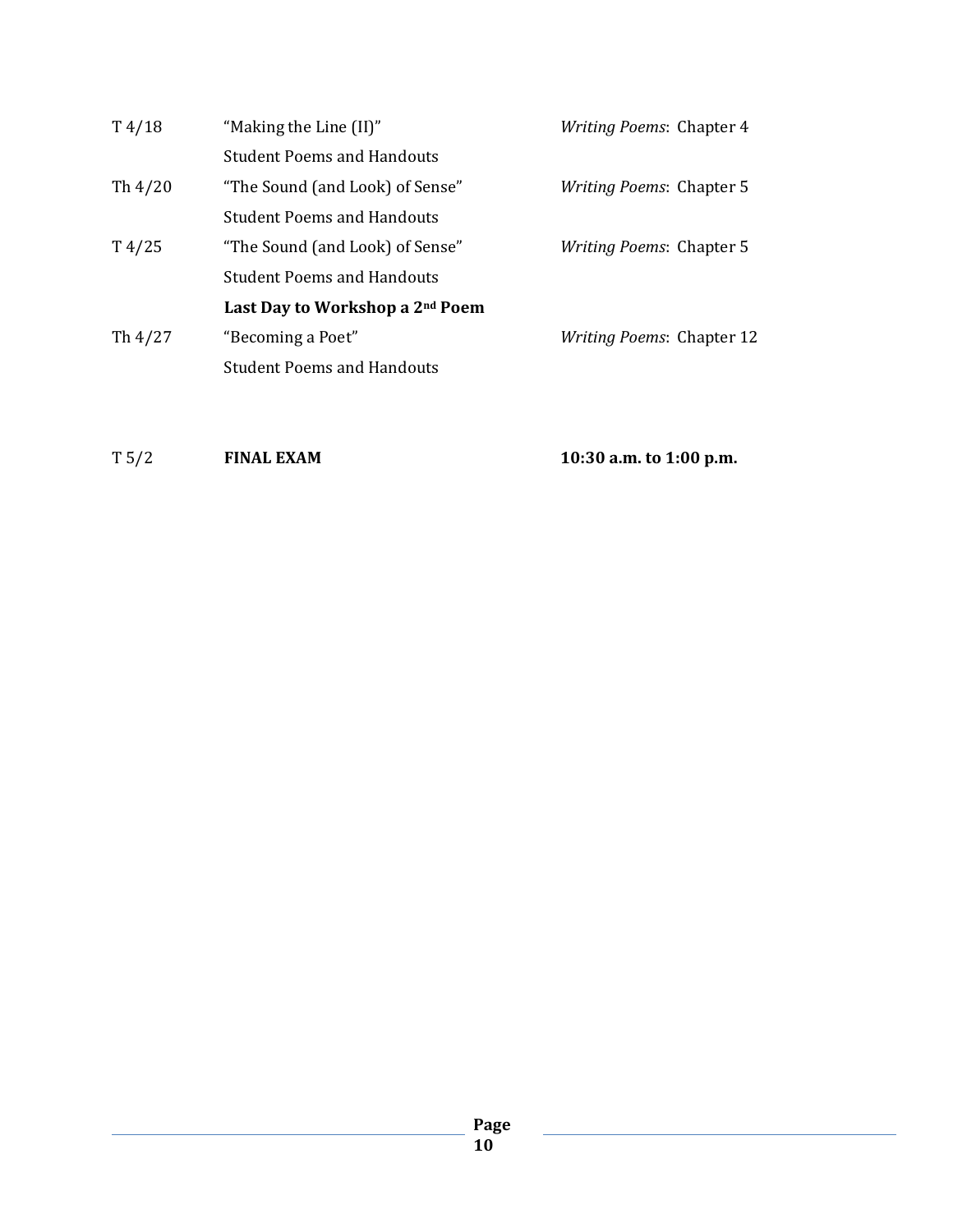| | | |
|---|---|---|
| T 4/18 | "Making the Line (II)" | *Writing Poems*: Chapter 4 |
| | Student Poems and Handouts | |
| Th 4/20 | "The Sound (and Look) of Sense" | *Writing Poems*: Chapter 5 |
| | Student Poems and Handouts | |
| T 4/25 | "The Sound (and Look) of Sense" | *Writing Poems*: Chapter 5 |
| | Student Poems and Handouts | |
| | **Last Day to Workshop a 2nd Poem** | |
| Th 4/27 | "Becoming a Poet" | *Writing Poems*: Chapter 12 |
| | Student Poems and Handouts | |
| | | |
| T 5/2 | **FINAL EXAM** | **10:30 a.m. to 1:00 p.m.** |